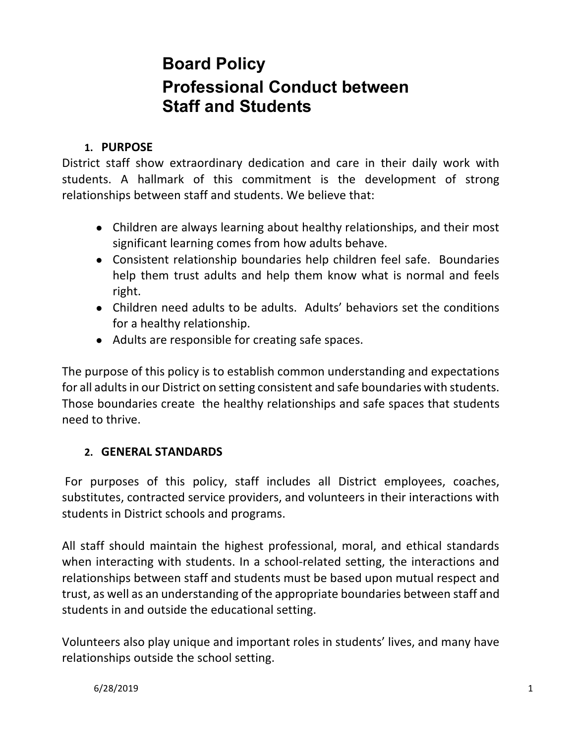# Board Policy
# Professional Conduct between Staff and Students

## 1. PURPOSE

District staff show extraordinary dedication and care in their daily work with students. A hallmark of this commitment is the development of strong relationships between staff and students. We believe that:

- Children are always learning about healthy relationships, and their most significant learning comes from how adults behave.
- Consistent relationship boundaries help children feel safe. Boundaries help them trust adults and help them know what is normal and feels right.
- Children need adults to be adults. Adults' behaviors set the conditions for a healthy relationship.
- Adults are responsible for creating safe spaces.

The purpose of this policy is to establish common understanding and expectations for all adults in our District on setting consistent and safe boundaries with students. Those boundaries create the healthy relationships and safe spaces that students need to thrive.

## 2. GENERAL STANDARDS

For purposes of this policy, staff includes all District employees, coaches, substitutes, contracted service providers, and volunteers in their interactions with students in District schools and programs.

All staff should maintain the highest professional, moral, and ethical standards when interacting with students. In a school-related setting, the interactions and relationships between staff and students must be based upon mutual respect and trust, as well as an understanding of the appropriate boundaries between staff and students in and outside the educational setting.

Volunteers also play unique and important roles in students' lives, and many have relationships outside the school setting.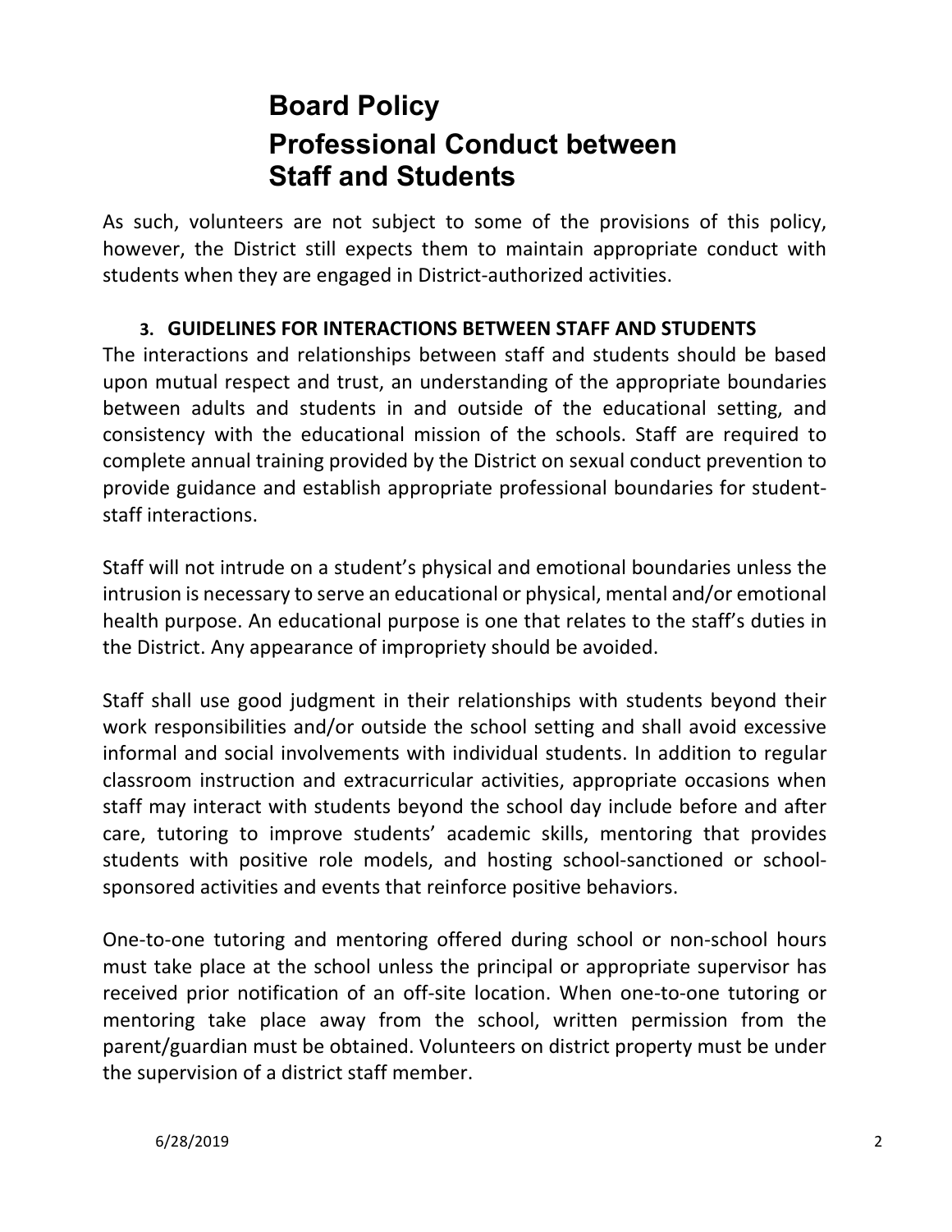As such, volunteers are not subject to some of the provisions of this policy, however, the District still expects them to maintain appropriate conduct with students when they are engaged in District-authorized activities.

### 3. GUIDELINES FOR INTERACTIONS BETWEEN STAFF AND STUDENTS

The interactions and relationships between staff and students should be based upon mutual respect and trust, an understanding of the appropriate boundaries between adults and students in and outside of the educational setting, and consistency with the educational mission of the schools. Staff are required to complete annual training provided by the District on sexual conduct prevention to provide guidance and establish appropriate professional boundaries for student-staff interactions.

Staff will not intrude on a student's physical and emotional boundaries unless the intrusion is necessary to serve an educational or physical, mental and/or emotional health purpose. An educational purpose is one that relates to the staff's duties in the District. Any appearance of impropriety should be avoided.

Staff shall use good judgment in their relationships with students beyond their work responsibilities and/or outside the school setting and shall avoid excessive informal and social involvements with individual students. In addition to regular classroom instruction and extracurricular activities, appropriate occasions when staff may interact with students beyond the school day include before and after care, tutoring to improve students' academic skills, mentoring that provides students with positive role models, and hosting school-sanctioned or school-sponsored activities and events that reinforce positive behaviors.

One-to-one tutoring and mentoring offered during school or non-school hours must take place at the school unless the principal or appropriate supervisor has received prior notification of an off-site location. When one-to-one tutoring or mentoring take place away from the school, written permission from the parent/guardian must be obtained. Volunteers on district property must be under the supervision of a district staff member.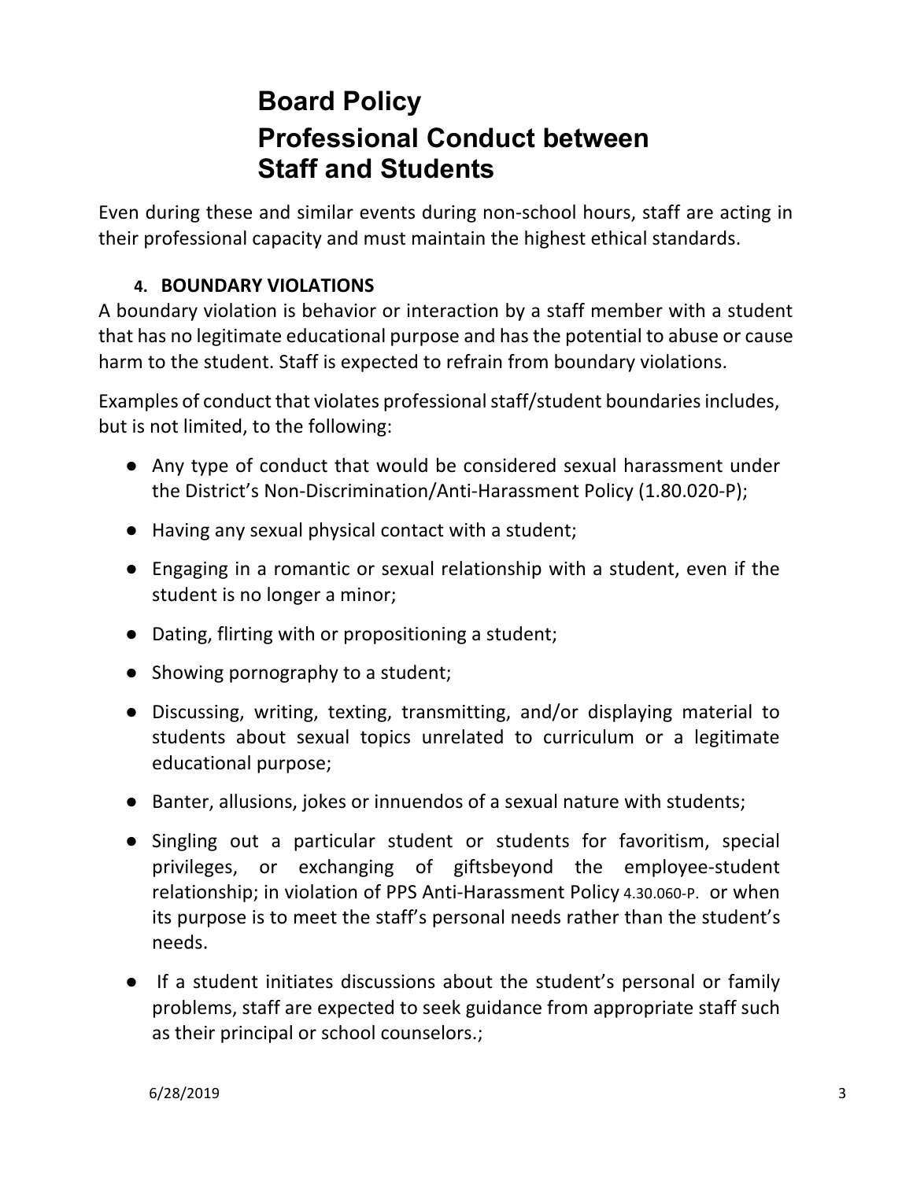# Board Policy
# Professional Conduct between Staff and Students

Even during these and similar events during non-school hours, staff are acting in their professional capacity and must maintain the highest ethical standards.

### 4. BOUNDARY VIOLATIONS

A boundary violation is behavior or interaction by a staff member with a student that has no legitimate educational purpose and has the potential to abuse or cause harm to the student. Staff is expected to refrain from boundary violations.

Examples of conduct that violates professional staff/student boundaries includes, but is not limited, to the following:

- Any type of conduct that would be considered sexual harassment under the District's Non-Discrimination/Anti-Harassment Policy (1.80.020-P);
- Having any sexual physical contact with a student;
- Engaging in a romantic or sexual relationship with a student, even if the student is no longer a minor;
- Dating, flirting with or propositioning a student;
- Showing pornography to a student;
- Discussing, writing, texting, transmitting, and/or displaying material to students about sexual topics unrelated to curriculum or a legitimate educational purpose;
- Banter, allusions, jokes or innuendos of a sexual nature with students;
- Singling out a particular student or students for favoritism, special privileges, or exchanging of giftsbeyond the employee-student relationship; in violation of PPS Anti-Harassment Policy 4.30.060-P. or when its purpose is to meet the staff's personal needs rather than the student's needs.
- If a student initiates discussions about the student's personal or family problems, staff are expected to seek guidance from appropriate staff such as their principal or school counselors.;

6/28/2019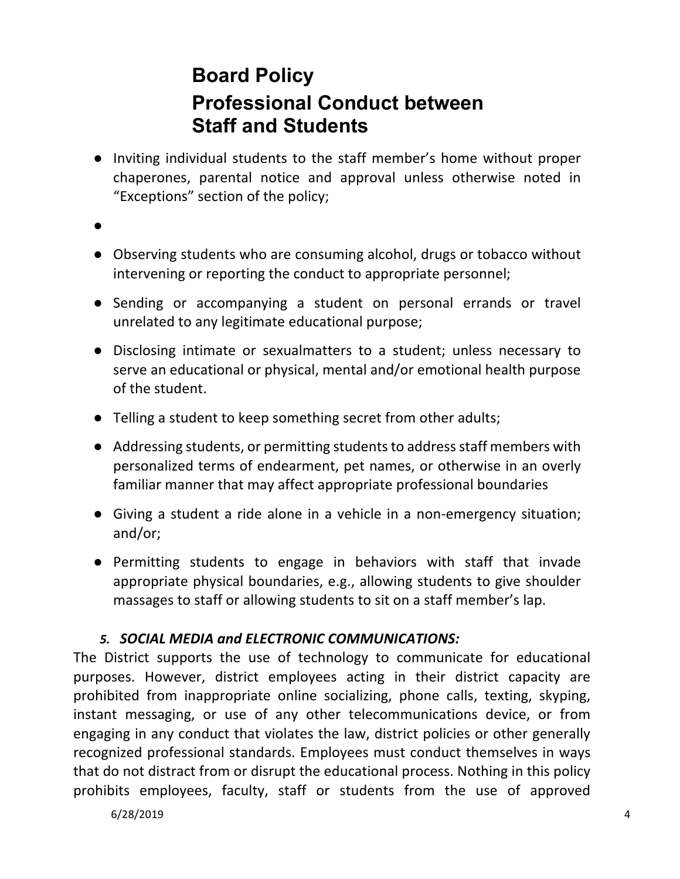# Board Policy
# Professional Conduct between Staff and Students

- Inviting individual students to the staff member's home without proper chaperones, parental notice and approval unless otherwise noted in "Exceptions" section of the policy;
- 
- Observing students who are consuming alcohol, drugs or tobacco without intervening or reporting the conduct to appropriate personnel;
- Sending or accompanying a student on personal errands or travel unrelated to any legitimate educational purpose;
- Disclosing intimate or sexualmatters to a student; unless necessary to serve an educational or physical, mental and/or emotional health purpose of the student.
- Telling a student to keep something secret from other adults;
- Addressing students, or permitting students to address staff members with personalized terms of endearment, pet names, or otherwise in an overly familiar manner that may affect appropriate professional boundaries
- Giving a student a ride alone in a vehicle in a non-emergency situation; and/or;
- Permitting students to engage in behaviors with staff that invade appropriate physical boundaries, e.g., allowing students to give shoulder massages to staff or allowing students to sit on a staff member's lap.

### *5. SOCIAL MEDIA and ELECTRONIC COMMUNICATIONS:*

The District supports the use of technology to communicate for educational purposes. However, district employees acting in their district capacity are prohibited from inappropriate online socializing, phone calls, texting, skyping, instant messaging, or use of any other telecommunications device, or from engaging in any conduct that violates the law, district policies or other generally recognized professional standards. Employees must conduct themselves in ways that do not distract from or disrupt the educational process. Nothing in this policy prohibits employees, faculty, staff or students from the use of approved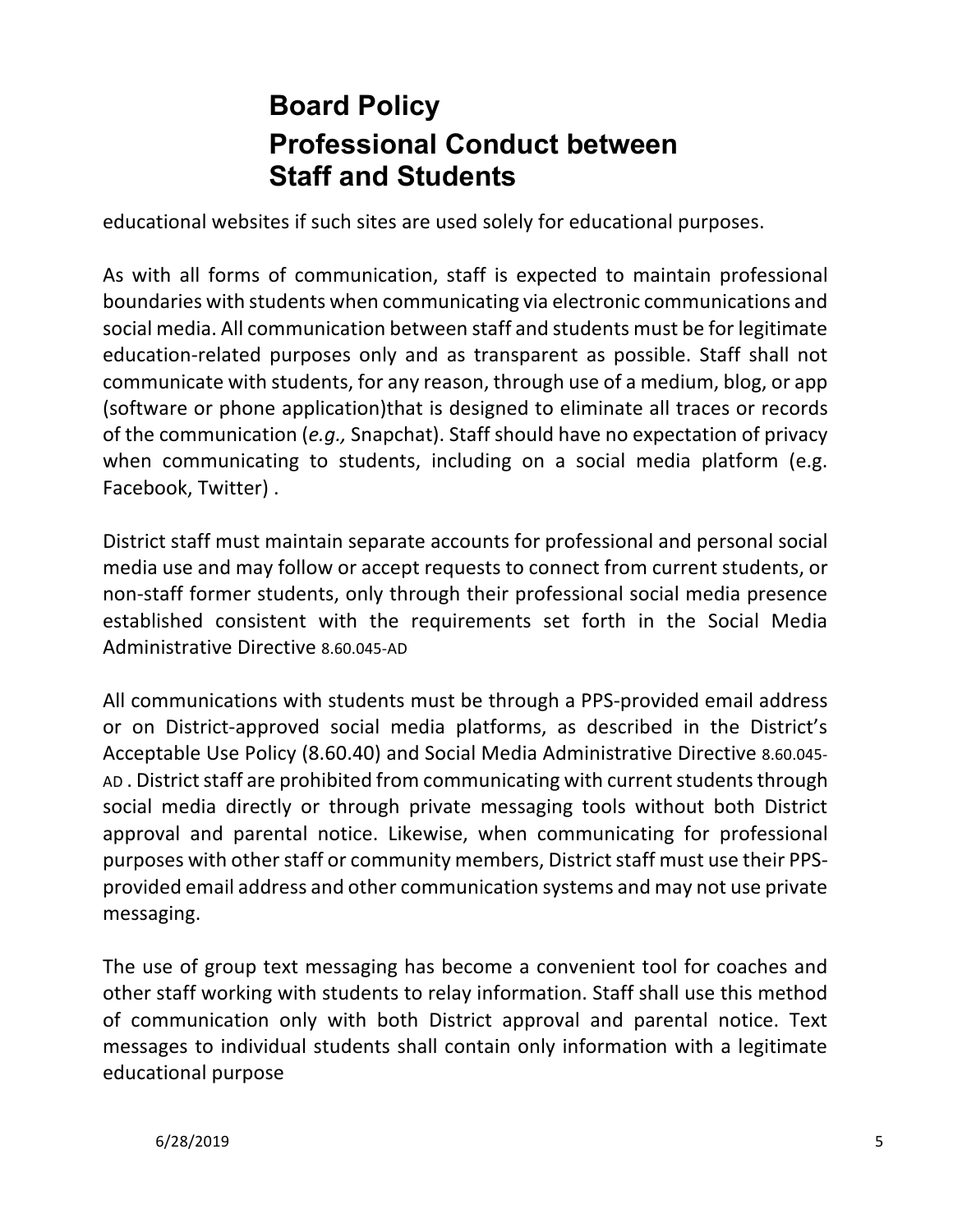educational websites if such sites are used solely for educational purposes.

As with all forms of communication, staff is expected to maintain professional boundaries with students when communicating via electronic communications and social media. All communication between staff and students must be for legitimate education-related purposes only and as transparent as possible. Staff shall not communicate with students, for any reason, through use of a medium, blog, or app (software or phone application)that is designed to eliminate all traces or records of the communication (*e.g.,* Snapchat). Staff should have no expectation of privacy when communicating to students, including on a social media platform (e.g. Facebook, Twitter) .

District staff must maintain separate accounts for professional and personal social media use and may follow or accept requests to connect from current students, or non-staff former students, only through their professional social media presence established consistent with the requirements set forth in the Social Media Administrative Directive 8.60.045-AD

All communications with students must be through a PPS-provided email address or on District-approved social media platforms, as described in the District's Acceptable Use Policy (8.60.40) and Social Media Administrative Directive 8.60.045-AD . District staff are prohibited from communicating with current students through social media directly or through private messaging tools without both District approval and parental notice. Likewise, when communicating for professional purposes with other staff or community members, District staff must use their PPS-provided email address and other communication systems and may not use private messaging.

The use of group text messaging has become a convenient tool for coaches and other staff working with students to relay information. Staff shall use this method of communication only with both District approval and parental notice. Text messages to individual students shall contain only information with a legitimate educational purpose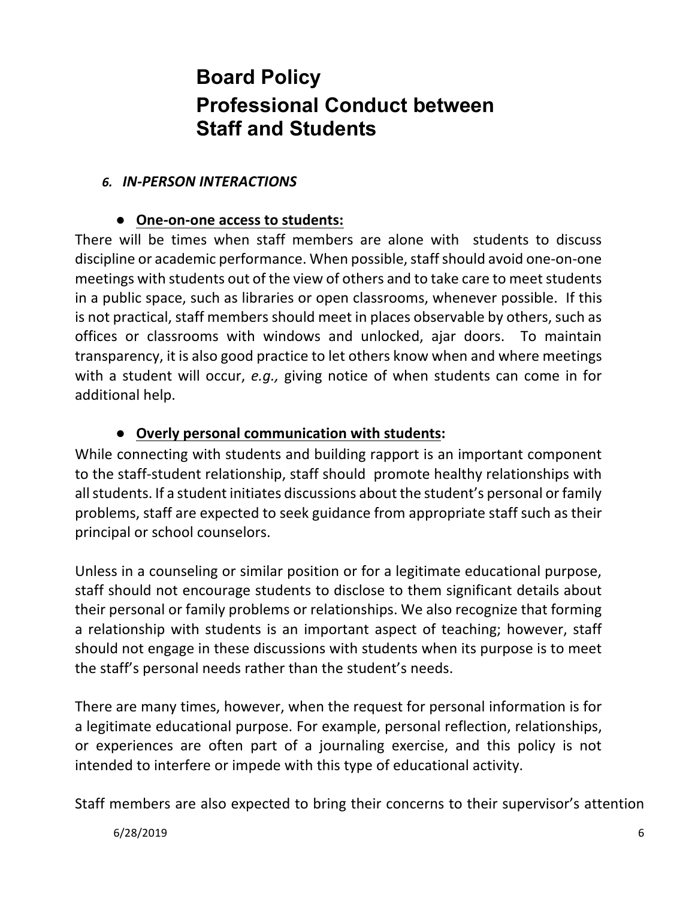# Board Policy
# Professional Conduct between Staff and Students

### *6. IN-PERSON INTERACTIONS*

- **One-on-one access to students:**

There will be times when staff members are alone with students to discuss discipline or academic performance. When possible, staff should avoid one-on-one meetings with students out of the view of others and to take care to meet students in a public space, such as libraries or open classrooms, whenever possible. If this is not practical, staff members should meet in places observable by others, such as offices or classrooms with windows and unlocked, ajar doors. To maintain transparency, it is also good practice to let others know when and where meetings with a student will occur, *e.g.,* giving notice of when students can come in for additional help.

- **Overly personal communication with students:**

While connecting with students and building rapport is an important component to the staff-student relationship, staff should promote healthy relationships with all students. If a student initiates discussions about the student's personal or family problems, staff are expected to seek guidance from appropriate staff such as their principal or school counselors.

Unless in a counseling or similar position or for a legitimate educational purpose, staff should not encourage students to disclose to them significant details about their personal or family problems or relationships. We also recognize that forming a relationship with students is an important aspect of teaching; however, staff should not engage in these discussions with students when its purpose is to meet the staff's personal needs rather than the student's needs.

There are many times, however, when the request for personal information is for a legitimate educational purpose. For example, personal reflection, relationships, or experiences are often part of a journaling exercise, and this policy is not intended to interfere or impede with this type of educational activity.

Staff members are also expected to bring their concerns to their supervisor's attention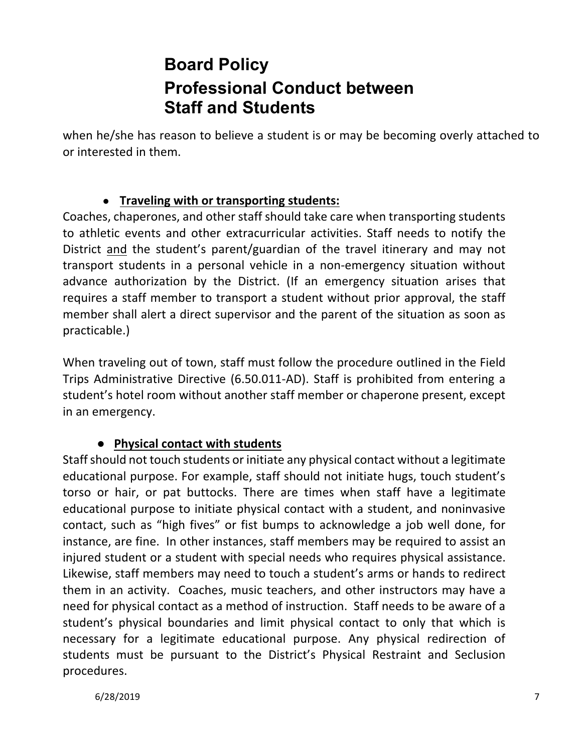when he/she has reason to believe a student is or may be becoming overly attached to or interested in them.

- **Traveling with or transporting students:**

Coaches, chaperones, and other staff should take care when transporting students to athletic events and other extracurricular activities. Staff needs to notify the District and the student's parent/guardian of the travel itinerary and may not transport students in a personal vehicle in a non-emergency situation without advance authorization by the District. (If an emergency situation arises that requires a staff member to transport a student without prior approval, the staff member shall alert a direct supervisor and the parent of the situation as soon as practicable.)

When traveling out of town, staff must follow the procedure outlined in the Field Trips Administrative Directive (6.50.011-AD). Staff is prohibited from entering a student's hotel room without another staff member or chaperone present, except in an emergency.

- **Physical contact with students**

Staff should not touch students or initiate any physical contact without a legitimate educational purpose. For example, staff should not initiate hugs, touch student's torso or hair, or pat buttocks. There are times when staff have a legitimate educational purpose to initiate physical contact with a student, and noninvasive contact, such as "high fives" or fist bumps to acknowledge a job well done, for instance, are fine. In other instances, staff members may be required to assist an injured student or a student with special needs who requires physical assistance. Likewise, staff members may need to touch a student's arms or hands to redirect them in an activity. Coaches, music teachers, and other instructors may have a need for physical contact as a method of instruction. Staff needs to be aware of a student's physical boundaries and limit physical contact to only that which is necessary for a legitimate educational purpose. Any physical redirection of students must be pursuant to the District's Physical Restraint and Seclusion procedures.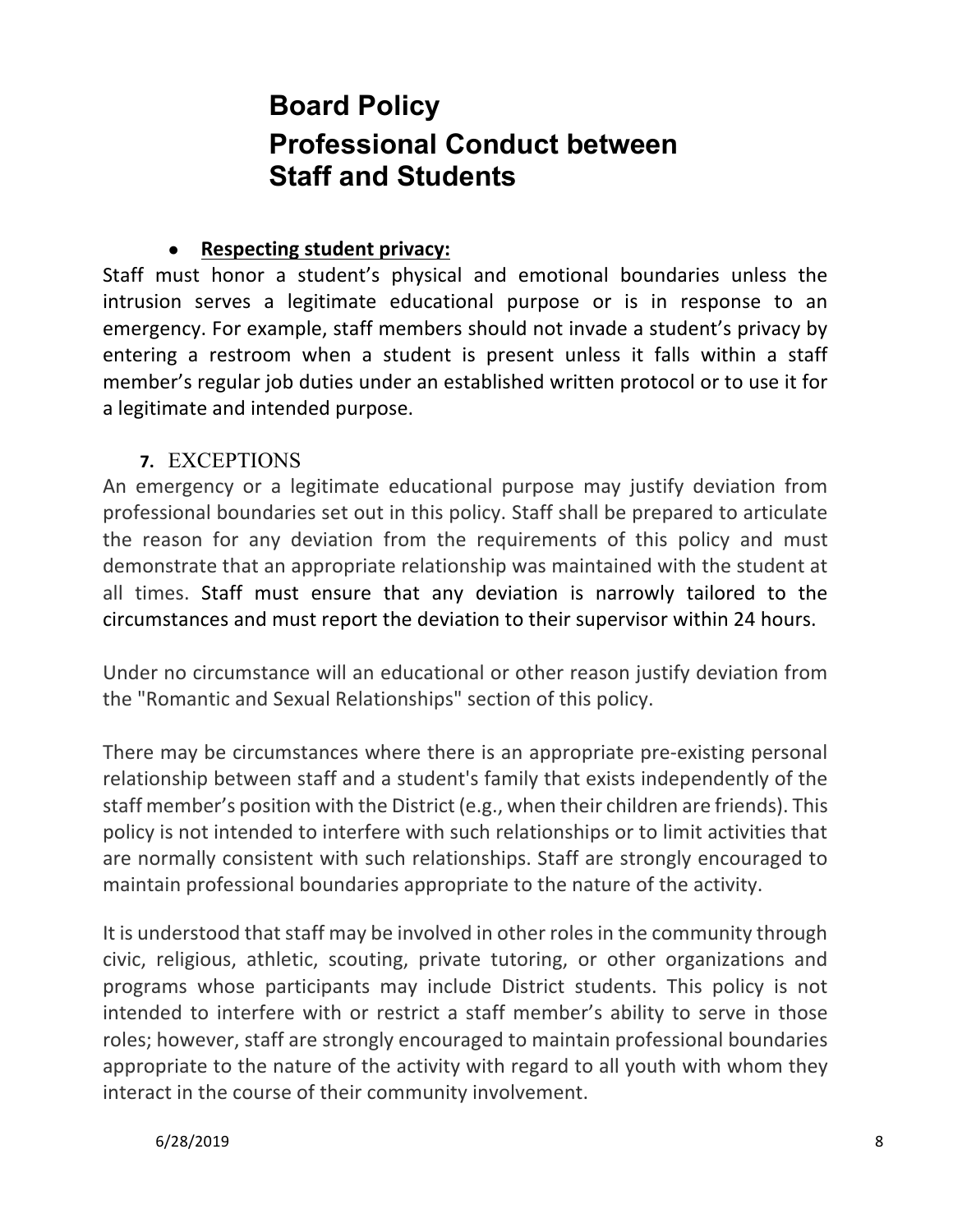# Board Policy
# Professional Conduct between Staff and Students

- **Respecting student privacy:**

Staff must honor a student's physical and emotional boundaries unless the intrusion serves a legitimate educational purpose or is in response to an emergency. For example, staff members should not invade a student's privacy by entering a restroom when a student is present unless it falls within a staff member's regular job duties under an established written protocol or to use it for a legitimate and intended purpose.

## 7. EXCEPTIONS

An emergency or a legitimate educational purpose may justify deviation from professional boundaries set out in this policy. Staff shall be prepared to articulate the reason for any deviation from the requirements of this policy and must demonstrate that an appropriate relationship was maintained with the student at all times. Staff must ensure that any deviation is narrowly tailored to the circumstances and must report the deviation to their supervisor within 24 hours.

Under no circumstance will an educational or other reason justify deviation from the "Romantic and Sexual Relationships" section of this policy.

There may be circumstances where there is an appropriate pre-existing personal relationship between staff and a student's family that exists independently of the staff member's position with the District (e.g., when their children are friends). This policy is not intended to interfere with such relationships or to limit activities that are normally consistent with such relationships. Staff are strongly encouraged to maintain professional boundaries appropriate to the nature of the activity.

It is understood that staff may be involved in other roles in the community through civic, religious, athletic, scouting, private tutoring, or other organizations and programs whose participants may include District students. This policy is not intended to interfere with or restrict a staff member's ability to serve in those roles; however, staff are strongly encouraged to maintain professional boundaries appropriate to the nature of the activity with regard to all youth with whom they interact in the course of their community involvement.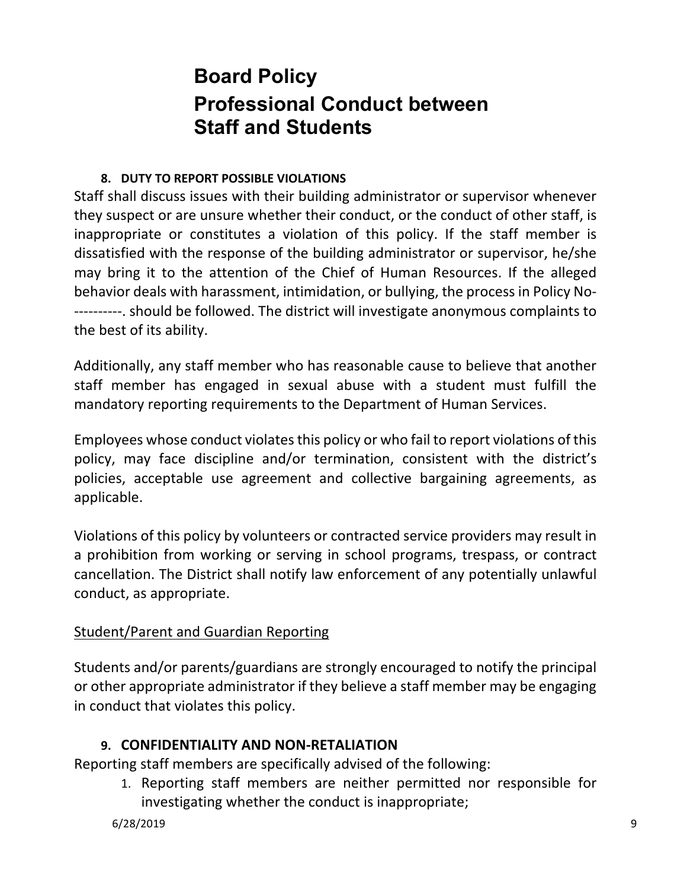# Board Policy
# Professional Conduct between Staff and Students

### 8. DUTY TO REPORT POSSIBLE VIOLATIONS

Staff shall discuss issues with their building administrator or supervisor whenever they suspect or are unsure whether their conduct, or the conduct of other staff, is inappropriate or constitutes a violation of this policy. If the staff member is dissatisfied with the response of the building administrator or supervisor, he/she may bring it to the attention of the Chief of Human Resources. If the alleged behavior deals with harassment, intimidation, or bullying, the process in Policy No-----------. should be followed. The district will investigate anonymous complaints to the best of its ability.

Additionally, any staff member who has reasonable cause to believe that another staff member has engaged in sexual abuse with a student must fulfill the mandatory reporting requirements to the Department of Human Services.

Employees whose conduct violates this policy or who fail to report violations of this policy, may face discipline and/or termination, consistent with the district's policies, acceptable use agreement and collective bargaining agreements, as applicable.

Violations of this policy by volunteers or contracted service providers may result in a prohibition from working or serving in school programs, trespass, or contract cancellation. The District shall notify law enforcement of any potentially unlawful conduct, as appropriate.

<u>Student/Parent and Guardian Reporting</u>

Students and/or parents/guardians are strongly encouraged to notify the principal or other appropriate administrator if they believe a staff member may be engaging in conduct that violates this policy.

### 9. CONFIDENTIALITY AND NON-RETALIATION

Reporting staff members are specifically advised of the following:

1. Reporting staff members are neither permitted nor responsible for investigating whether the conduct is inappropriate;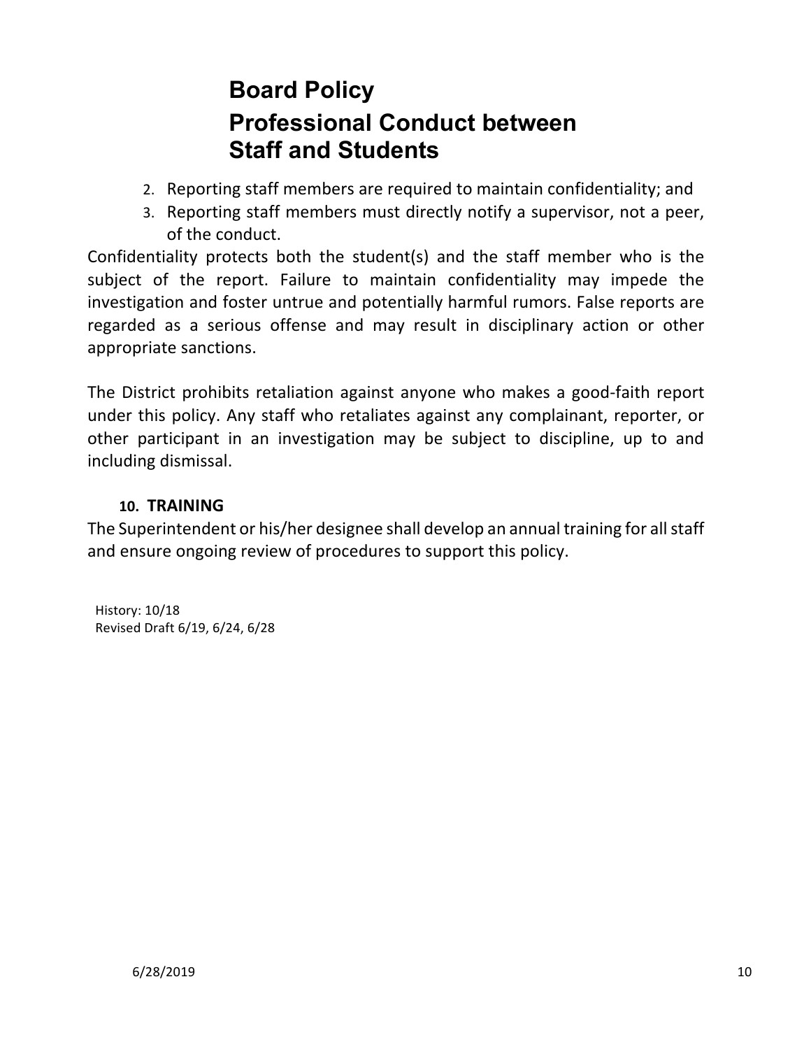2. Reporting staff members are required to maintain confidentiality; and
3. Reporting staff members must directly notify a supervisor, not a peer, of the conduct.

Confidentiality protects both the student(s) and the staff member who is the subject of the report. Failure to maintain confidentiality may impede the investigation and foster untrue and potentially harmful rumors. False reports are regarded as a serious offense and may result in disciplinary action or other appropriate sanctions.

The District prohibits retaliation against anyone who makes a good-faith report under this policy. Any staff who retaliates against any complainant, reporter, or other participant in an investigation may be subject to discipline, up to and including dismissal.

### 10. TRAINING

The Superintendent or his/her designee shall develop an annual training for all staff and ensure ongoing review of procedures to support this policy.

History: 10/18
Revised Draft 6/19, 6/24, 6/28